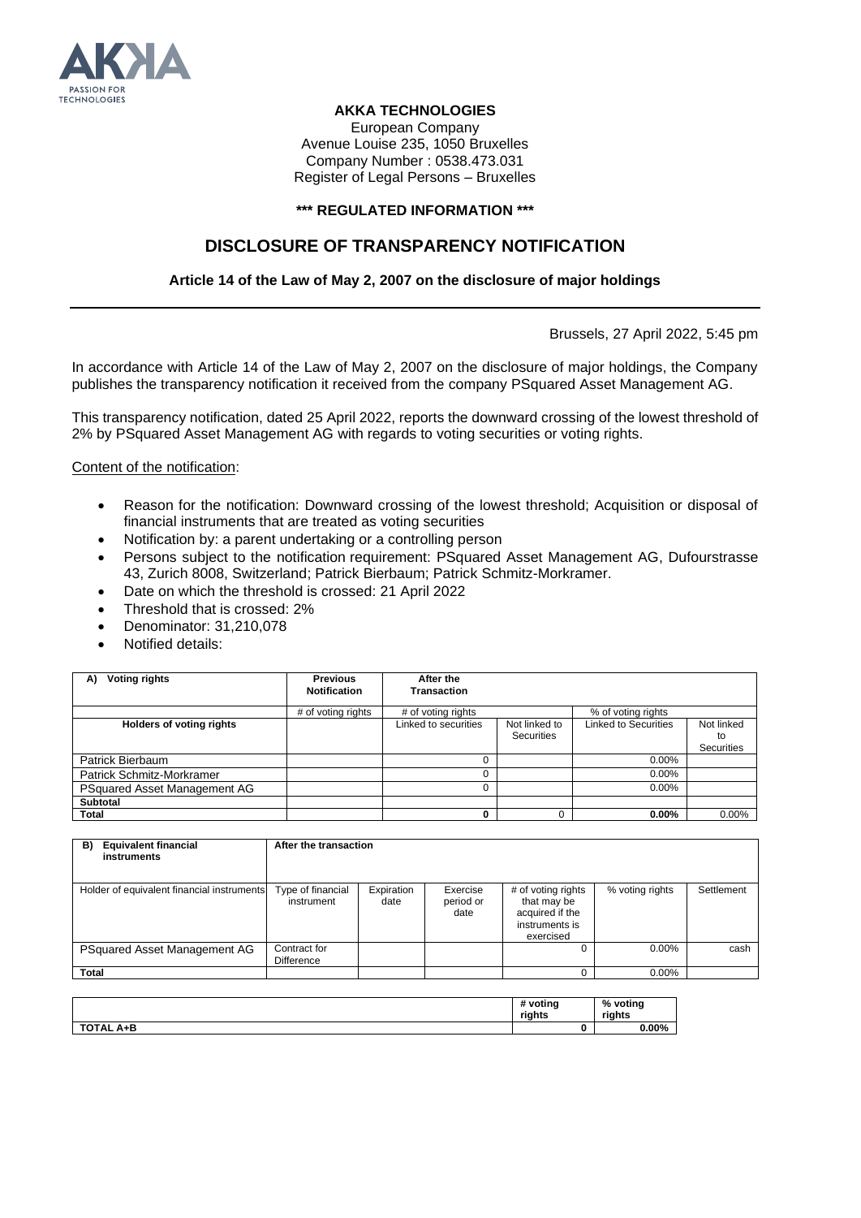**AKKA TECHNOLOGIES**

European Company
Avenue Louise 235, 1050 Bruxelles
Company Number : 0538.473.031
Register of Legal Persons – Bruxelles

**\*\*\* REGULATED INFORMATION \*\*\***

# DISCLOSURE OF TRANSPARENCY NOTIFICATION

**Article 14 of the Law of May 2, 2007 on the disclosure of major holdings**

---

Brussels, 27 April 2022, 5:45 pm

In accordance with Article 14 of the Law of May 2, 2007 on the disclosure of major holdings, the Company publishes the transparency notification it received from the company PSquared Asset Management AG.

This transparency notification, dated 25 April 2022, reports the downward crossing of the lowest threshold of 2% by PSquared Asset Management AG with regards to voting securities or voting rights.

Content of the notification:

- Reason for the notification: Downward crossing of the lowest threshold; Acquisition or disposal of financial instruments that are treated as voting securities
- Notification by: a parent undertaking or a controlling person
- Persons subject to the notification requirement: PSquared Asset Management AG, Dufourstrasse 43, Zurich 8008, Switzerland; Patrick Bierbaum; Patrick Schmitz-Morkramer.
- Date on which the threshold is crossed: 21 April 2022
- Threshold that is crossed: 2%
- Denominator: 31,210,078
- Notified details:

| A) Voting rights | Previous Notification | After the Transaction | | | |
|---|---|---|---|---|---|
| | # of voting rights | # of voting rights | | % of voting rights | |
| Holders of voting rights | | Linked to securities | Not linked to Securities | Linked to Securities | Not linked to Securities |
| Patrick Bierbaum | | 0 | | 0.00% | |
| Patrick Schmitz-Morkramer | | 0 | | 0.00% | |
| PSquared Asset Management AG | | 0 | | 0.00% | |
| **Subtotal** | | | | | |
| **Total** | | **0** | 0 | **0.00%** | 0.00% |

| B) Equivalent financial instruments | After the transaction | | | | | |
|---|---|---|---|---|---|---|
| Holder of equivalent financial instruments | Type of financial instrument | Expiration date | Exercise period or date | # of voting rights that may be acquired if the instruments is exercised | % voting rights | Settlement |
| PSquared Asset Management AG | Contract for Difference | | | 0 | 0.00% | cash |
| **Total** | | | | 0 | 0.00% | |

| | # voting rights | % voting rights |
|---|---|---|
| **TOTAL A+B** | **0** | **0.00%** |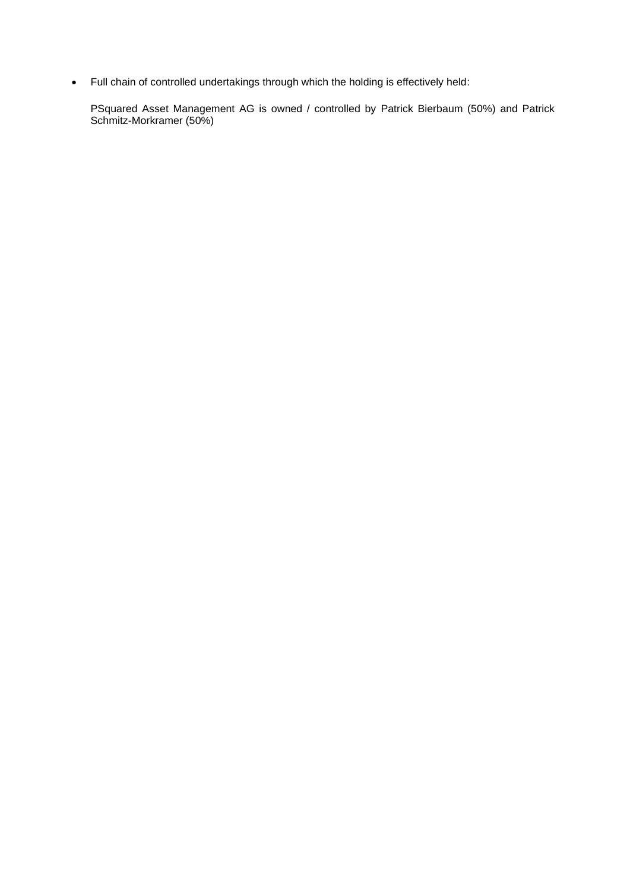- Full chain of controlled undertakings through which the holding is effectively held:

  PSquared Asset Management AG is owned / controlled by Patrick Bierbaum (50%) and Patrick Schmitz-Morkramer (50%)